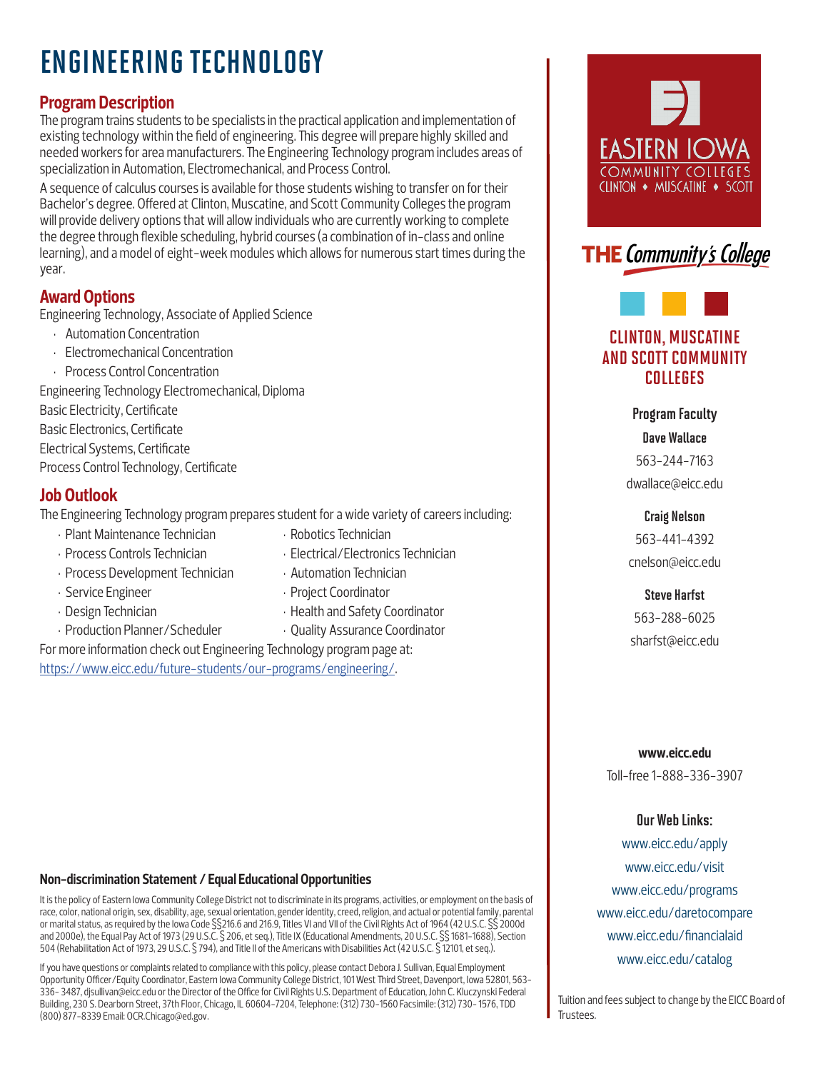# ENGINEERING TECHNOLOGY

## Program Description

The program trains students to be specialists in the practical application and implementation of existing technology within the field of engineering. This degree will prepare highly skilled and needed workers for area manufacturers. The Engineering Technology program includes areas of specialization in Automation, Electromechanical, and Process Control.

A sequence of calculus courses is available for those students wishing to transfer on for their Bachelor's degree. Offered at Clinton, Muscatine, and Scott Community Colleges the program will provide delivery options that will allow individuals who are currently working to complete the degree through flexible scheduling, hybrid courses (a combination of in-class and online learning), and a model of eight-week modules which allows for numerous start times during the year.

## Award Options

Engineering Technology, Associate of Applied Science

- Automation Concentration
- Electromechanical Concentration
- Process Control Concentration

Engineering Technology Electromechanical, Diploma

Basic Electricity, Certificate

Basic Electronics, Certificate

Electrical Systems, Certificate

Process Control Technology, Certificate

## Job Outlook

The Engineering Technology program prepares student for a wide variety of careers including:

- Plant Maintenance Technician
- Process Controls Technician
- Process Development Technician
- Service Engineer
- Design Technician
- Production Planner/Scheduler
- Robotics Technician
- Electrical/Electronics Technician
- Automation Technician
- Project Coordinator
- Health and Safety Coordinator
- Quality Assurance Coordinator

For more information check out Engineering Technology program page at: https://www.eicc.edu/future-students/our-programs/engineering/.

### Non-discrimination Statement / Equal Educational Opportunities

It is the policy of Eastern Iowa Community College District not to discriminate in its programs, activities, or employment on the basis of race, color, national origin, sex, disability, age, sexual orientation, gender identity, creed, religion, and actual or potential family, parental or marital status, as required by the Iowa Code §§216.6 and 216.9, Titles VI and VII of the Civil Rights Act of 1964 (42 U.S.C. §§ 2000d and 2000e), the Equal Pay Act of 1973 (29 U.S.C. § 206, et seq.), Title IX (Educational Amendments, 20 U.S.C. §§ 1681-1688), Section 504 (Rehabilitation Act of 1973, 29 U.S.C. § 794), and Title II of the Americans with Disabilities Act (42 U.S.C. § 12101, et seq.).

If you have questions or complaints related to compliance with this policy, please contact Debora J. Sullivan, Equal Employment Opportunity Officer/Equity Coordinator, Eastern Iowa Community College District, 101 West Third Street, Davenport, Iowa 52801, 563-336- 3487, djsullivan@eicc.edu or the Director of the Office for Civil Rights U.S. Department of Education, John C. Kluczynski Federal Building, 230 S. Dearborn Street, 37th Floor, Chicago, IL 60604-7204, Telephone: (312) 730-1560 Facsimile: (312) 730- 1576, TDD (800) 877-8339 Email: OCR.Chicago@ed.gov.

EASTERN IOWA COMMUNITY COLLEGES
CLINTON ♦ MUSCATINE ♦ SCOTT

THE *Community's College*

## CLINTON, MUSCATINE AND SCOTT COMMUNITY COLLEGES

**Program Faculty**

**Dave Wallace**
563-244-7163
dwallace@eicc.edu

**Craig Nelson**
563-441-4392
cnelson@eicc.edu

**Steve Harfst**
563-288-6025
sharfst@eicc.edu

**www.eicc.edu**
Toll-free 1-888-336-3907

**Our Web Links:**

www.eicc.edu/apply
www.eicc.edu/visit
www.eicc.edu/programs
www.eicc.edu/daretocompare
www.eicc.edu/financialaid
www.eicc.edu/catalog

Tuition and fees subject to change by the EICC Board of Trustees.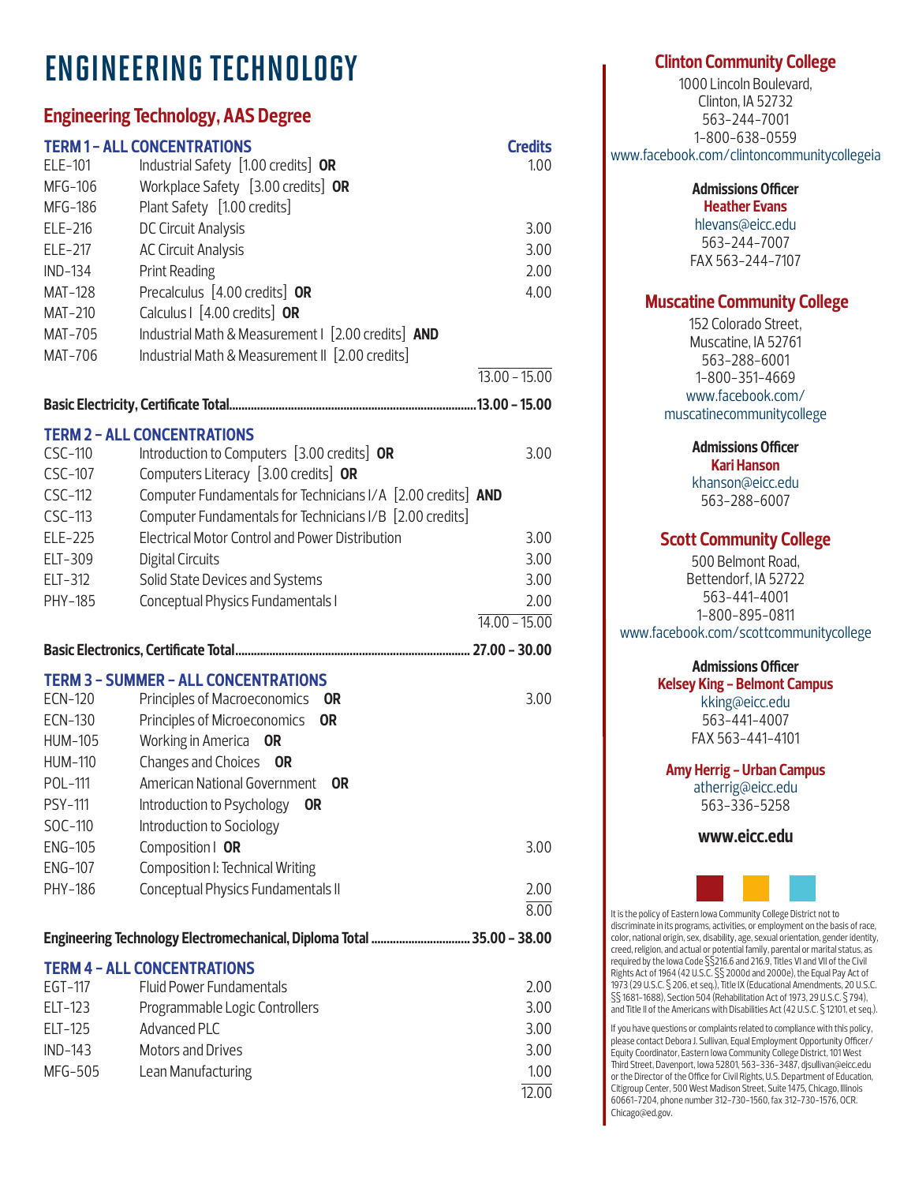# ENGINEERING TECHNOLOGY

## Engineering Technology, AAS Degree

### TERM 1 – ALL CONCENTRATIONS

| | | Credits |
|---|---|---|
| ELE-101 | Industrial Safety [1.00 credits] **OR** | 1.00 |
| MFG-106 | Workplace Safety [3.00 credits] **OR** | |
| MFG-186 | Plant Safety [1.00 credits] | |
| ELE-216 | DC Circuit Analysis | 3.00 |
| ELE-217 | AC Circuit Analysis | 3.00 |
| IND-134 | Print Reading | 2.00 |
| MAT-128 | Precalculus [4.00 credits] **OR** | 4.00 |
| MAT-210 | Calculus I [4.00 credits] **OR** | |
| MAT-705 | Industrial Math & Measurement I [2.00 credits] **AND** | |
| MAT-706 | Industrial Math & Measurement II [2.00 credits] | |
| | | 13.00 – 15.00 |

**Basic Electricity, Certificate Total....13.00 – 15.00**

### TERM 2 – ALL CONCENTRATIONS

| | | |
|---|---|---|
| CSC-110 | Introduction to Computers [3.00 credits] **OR** | 3.00 |
| CSC-107 | Computers Literacy [3.00 credits] **OR** | |
| CSC-112 | Computer Fundamentals for Technicians I/A [2.00 credits] **AND** | |
| CSC-113 | Computer Fundamentals for Technicians I/B [2.00 credits] | |
| ELE-225 | Electrical Motor Control and Power Distribution | 3.00 |
| ELT-309 | Digital Circuits | 3.00 |
| ELT-312 | Solid State Devices and Systems | 3.00 |
| PHY-185 | Conceptual Physics Fundamentals I | 2.00 |
| | | 14.00 – 15.00 |

**Basic Electronics, Certificate Total.... 27.00 – 30.00**

### TERM 3 – SUMMER – ALL CONCENTRATIONS

| | | |
|---|---|---|
| ECN-120 | Principles of Macroeconomics **OR** | 3.00 |
| ECN-130 | Principles of Microeconomics **OR** | |
| HUM-105 | Working in America **OR** | |
| HUM-110 | Changes and Choices **OR** | |
| POL-111 | American National Government **OR** | |
| PSY-111 | Introduction to Psychology **OR** | |
| SOC-110 | Introduction to Sociology | |
| ENG-105 | Composition I **OR** | 3.00 |
| ENG-107 | Composition I: Technical Writing | |
| PHY-186 | Conceptual Physics Fundamentals II | 2.00 |
| | | 8.00 |

**Engineering Technology Electromechanical, Diploma Total.... 35.00 – 38.00**

### TERM 4 – ALL CONCENTRATIONS

| | | |
|---|---|---|
| EGT-117 | Fluid Power Fundamentals | 2.00 |
| ELT-123 | Programmable Logic Controllers | 3.00 |
| ELT-125 | Advanced PLC | 3.00 |
| IND-143 | Motors and Drives | 3.00 |
| MFG-505 | Lean Manufacturing | 1.00 |
| | | 12.00 |

### Clinton Community College

1000 Lincoln Boulevard,
Clinton, IA 52732
563-244-7001
1-800-638-0559
www.facebook.com/clintoncommunitycollegeia

**Admissions Officer**
**Heather Evans**
hlevans@eicc.edu
563-244-7007
FAX 563-244-7107

### Muscatine Community College

152 Colorado Street,
Muscatine, IA 52761
563-288-6001
1-800-351-4669
www.facebook.com/muscatinecommunitycollege

**Admissions Officer**
**Kari Hanson**
khanson@eicc.edu
563-288-6007

### Scott Community College

500 Belmont Road,
Bettendorf, IA 52722
563-441-4001
1-800-895-0811
www.facebook.com/scottcommunitycollege

**Admissions Officer**
**Kelsey King – Belmont Campus**
kking@eicc.edu
563-441-4007
FAX 563-441-4101

**Amy Herrig – Urban Campus**
atherrig@eicc.edu
563-336-5258

**www.eicc.edu**

It is the policy of Eastern Iowa Community College District not to discriminate in its programs, activities, or employment on the basis of race, color, national origin, sex, disability, age, sexual orientation, gender identity, creed, religion, and actual or potential family, parental or marital status, as required by the Iowa Code §§216.6 and 216.9, Titles VI and VII of the Civil Rights Act of 1964 (42 U.S.C. §§ 2000d and 2000e), the Equal Pay Act of 1973 (29 U.S.C. § 206, et seq.), Title IX (Educational Amendments, 20 U.S.C. §§ 1681–1688), Section 504 (Rehabilitation Act of 1973, 29 U.S.C. § 794), and Title II of the Americans with Disabilities Act (42 U.S.C. § 12101, et seq.).

If you have questions or complaints related to compliance with this policy, please contact Debora J. Sullivan, Equal Employment Opportunity Officer/ Equity Coordinator, Eastern Iowa Community College District, 101 West Third Street, Davenport, Iowa 52801, 563-336-3487, djsullivan@eicc.edu or the Director of the Office for Civil Rights, U.S. Department of Education, Citigroup Center, 500 West Madison Street, Suite 1475, Chicago, Illinois 60661-7204, phone number 312-730-1560, fax 312-730-1576, OCR. Chicago@ed.gov.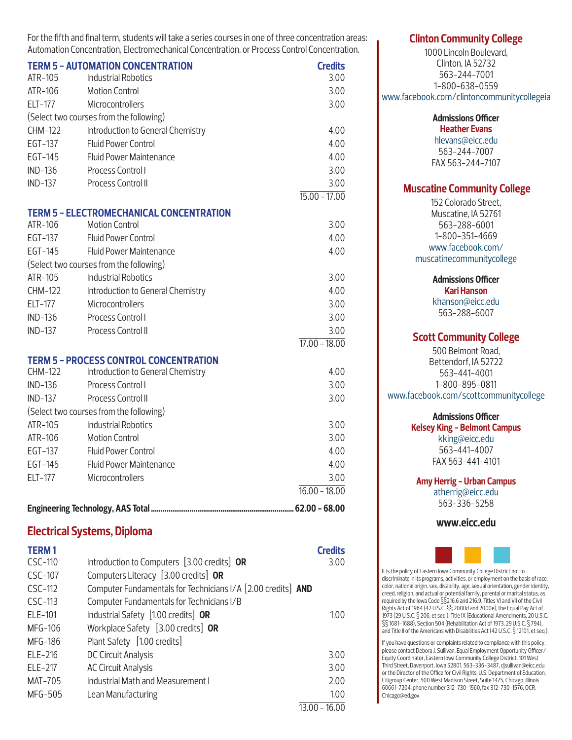For the fifth and final term, students will take a series courses in one of three concentration areas: Automation Concentration, Electromechanical Concentration, or Process Control Concentration.

| TERM 5 – AUTOMATION CONCENTRATION | | Credits |
|---|---|---|
| ATR-105 | Industrial Robotics | 3.00 |
| ATR-106 | Motion Control | 3.00 |
| ELT-177 | Microcontrollers | 3.00 |
| (Select two courses from the following) | | |
| CHM-122 | Introduction to General Chemistry | 4.00 |
| EGT-137 | Fluid Power Control | 4.00 |
| EGT-145 | Fluid Power Maintenance | 4.00 |
| IND-136 | Process Control I | 3.00 |
| IND-137 | Process Control II | 3.00 |
| | | 15.00 – 17.00 |

| TERM 5 – ELECTROMECHANICAL CONCENTRATION | | |
|---|---|---|
| ATR-106 | Motion Control | 3.00 |
| EGT-137 | Fluid Power Control | 4.00 |
| EGT-145 | Fluid Power Maintenance | 4.00 |
| (Select two courses from the following) | | |
| ATR-105 | Industrial Robotics | 3.00 |
| CHM-122 | Introduction to General Chemistry | 4.00 |
| ELT-177 | Microcontrollers | 3.00 |
| IND-136 | Process Control I | 3.00 |
| IND-137 | Process Control II | 3.00 |
| | | 17.00 – 18.00 |

| TERM 5 – PROCESS CONTROL CONCENTRATION | | |
|---|---|---|
| CHM-122 | Introduction to General Chemistry | 4.00 |
| IND-136 | Process Control I | 3.00 |
| IND-137 | Process Control II | 3.00 |
| (Select two courses from the following) | | |
| ATR-105 | Industrial Robotics | 3.00 |
| ATR-106 | Motion Control | 3.00 |
| EGT-137 | Fluid Power Control | 4.00 |
| EGT-145 | Fluid Power Maintenance | 4.00 |
| ELT-177 | Microcontrollers | 3.00 |
| | | 16.00 – 18.00 |

**Engineering Technology, AAS Total .......... 62.00 – 68.00**

## Electrical Systems, Diploma

| TERM 1 | | Credits |
|---|---|---|
| CSC-110 | Introduction to Computers [3.00 credits] **OR** | 3.00 |
| CSC-107 | Computers Literacy [3.00 credits] **OR** | |
| CSC-112 | Computer Fundamentals for Technicians I/A [2.00 credits] **AND** | |
| CSC-113 | Computer Fundamentals for Technicians I/B | |
| ELE-101 | Industrial Safety [1.00 credits] **OR** | 1.00 |
| MFG-106 | Workplace Safety [3.00 credits] **OR** | |
| MFG-186 | Plant Safety [1.00 credits] | |
| ELE-216 | DC Circuit Analysis | 3.00 |
| ELE-217 | AC Circuit Analysis | 3.00 |
| MAT-705 | Industrial Math and Measurement I | 2.00 |
| MFG-505 | Lean Manufacturing | 1.00 |
| | | 13.00 – 16.00 |

### Clinton Community College

1000 Lincoln Boulevard,
Clinton, IA 52732
563-244-7001
1-800-638-0559
www.facebook.com/clintoncommunitycollegeia

**Admissions Officer**
**Heather Evans**
hlevans@eicc.edu
563-244-7007
FAX 563-244-7107

### Muscatine Community College

152 Colorado Street,
Muscatine, IA 52761
563-288-6001
1-800-351-4669
www.facebook.com/muscatinecommunitycollege

**Admissions Officer**
**Kari Hanson**
khanson@eicc.edu
563-288-6007

### Scott Community College

500 Belmont Road,
Bettendorf, IA 52722
563-441-4001
1-800-895-0811
www.facebook.com/scottcommunitycollege

**Admissions Officer**
**Kelsey King – Belmont Campus**
kking@eicc.edu
563-441-4007
FAX 563-441-4101

**Amy Herrig – Urban Campus**
atherrig@eicc.edu
563-336-5258

**www.eicc.edu**

It is the policy of Eastern Iowa Community College District not to discriminate in its programs, activities, or employment on the basis of race, color, national origin, sex, disability, age, sexual orientation, gender identity, creed, religion, and actual or potential family, parental or marital status, as required by the Iowa Code §§216.6 and 216.9, Titles VI and VII of the Civil Rights Act of 1964 (42 U.S.C. §§ 2000d and 2000e), the Equal Pay Act of 1973 (29 U.S.C. § 206, et seq.), Title IX (Educational Amendments, 20 U.S.C. §§ 1681–1688), Section 504 (Rehabilitation Act of 1973, 29 U.S.C. § 794), and Title II of the Americans with Disabilities Act (42 U.S.C. § 12101, et seq.).

If you have questions or complaints related to compliance with this policy, please contact Debora J. Sullivan, Equal Employment Opportunity Officer/Equity Coordinator, Eastern Iowa Community College District, 101 West Third Street, Davenport, Iowa 52801, 563-336-3487, djsullivan@eicc.edu or the Director of the Office for Civil Rights, U.S. Department of Education, Citigroup Center, 500 West Madison Street, Suite 1475, Chicago, Illinois 60661-7204, phone number 312-730-1560, fax 312-730-1576, OCR.Chicago@ed.gov.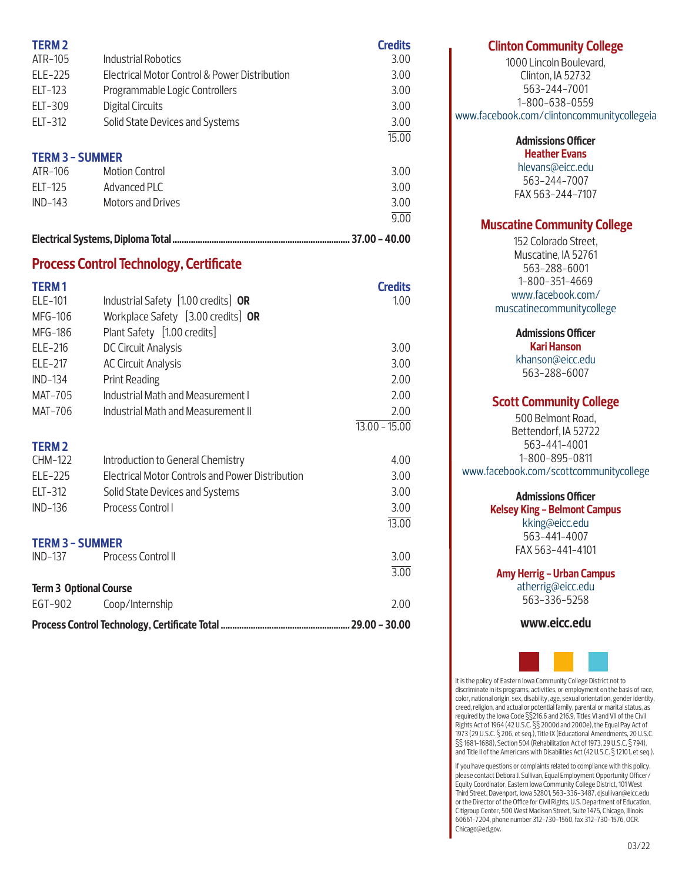### TERM 2

| | | Credits |
|---|---|---|
| ATR-105 | Industrial Robotics | 3.00 |
| ELE-225 | Electrical Motor Control & Power Distribution | 3.00 |
| ELT-123 | Programmable Logic Controllers | 3.00 |
| ELT-309 | Digital Circuits | 3.00 |
| ELT-312 | Solid State Devices and Systems | 3.00 |
| | | 15.00 |

### TERM 3 – SUMMER

| | | |
|---|---|---|
| ATR-106 | Motion Control | 3.00 |
| ELT-125 | Advanced PLC | 3.00 |
| IND-143 | Motors and Drives | 3.00 |
| | | 9.00 |

**Electrical Systems, Diploma Total ........ 37.00 – 40.00**

## Process Control Technology, Certificate

### TERM 1

| | | Credits |
|---|---|---|
| ELE-101 | Industrial Safety [1.00 credits] **OR** | 1.00 |
| MFG-106 | Workplace Safety [3.00 credits] **OR** | |
| MFG-186 | Plant Safety [1.00 credits] | |
| ELE-216 | DC Circuit Analysis | 3.00 |
| ELE-217 | AC Circuit Analysis | 3.00 |
| IND-134 | Print Reading | 2.00 |
| MAT-705 | Industrial Math and Measurement I | 2.00 |
| MAT-706 | Industrial Math and Measurement II | 2.00 |
| | | 13.00 – 15.00 |

### TERM 2

| | | |
|---|---|---|
| CHM-122 | Introduction to General Chemistry | 4.00 |
| ELE-225 | Electrical Motor Controls and Power Distribution | 3.00 |
| ELT-312 | Solid State Devices and Systems | 3.00 |
| IND-136 | Process Control I | 3.00 |
| | | 13.00 |

### TERM 3 – SUMMER

| | | |
|---|---|---|
| IND-137 | Process Control II | 3.00 |
| | | 3.00 |

**Term 3 Optional Course**

| | | |
|---|---|---|
| EGT-902 | Coop/Internship | 2.00 |

**Process Control Technology, Certificate Total ........ 29.00 – 30.00**

## Clinton Community College

1000 Lincoln Boulevard,
Clinton, IA 52732
563-244-7001
1-800-638-0559
www.facebook.com/clintoncommunitycollegeia

**Admissions Officer**
**Heather Evans**
hlevans@eicc.edu
563-244-7007
FAX 563-244-7107

## Muscatine Community College

152 Colorado Street,
Muscatine, IA 52761
563-288-6001
1-800-351-4669
www.facebook.com/muscatinecommunitycollege

**Admissions Officer**
**Kari Hanson**
khanson@eicc.edu
563-288-6007

## Scott Community College

500 Belmont Road,
Bettendorf, IA 52722
563-441-4001
1-800-895-0811
www.facebook.com/scottcommunitycollege

**Admissions Officer**
**Kelsey King – Belmont Campus**
kking@eicc.edu
563-441-4007
FAX 563-441-4101

**Amy Herrig – Urban Campus**
atherrig@eicc.edu
563-336-5258

**www.eicc.edu**

It is the policy of Eastern Iowa Community College District not to discriminate in its programs, activities, or employment on the basis of race, color, national origin, sex, disability, age, sexual orientation, gender identity, creed, religion, and actual or potential family, parental or marital status, as required by the Iowa Code §§216.6 and 216.9, Titles VI and VII of the Civil Rights Act of 1964 (42 U.S.C. §§ 2000d and 2000e), the Equal Pay Act of 1973 (29 U.S.C. § 206, et seq.), Title IX (Educational Amendments, 20 U.S.C. §§ 1681-1688), Section 504 (Rehabilitation Act of 1973, 29 U.S.C. § 794), and Title II of the Americans with Disabilities Act (42 U.S.C. § 12101, et seq.).

If you have questions or complaints related to compliance with this policy, please contact Debora J. Sullivan, Equal Employment Opportunity Officer/ Equity Coordinator, Eastern Iowa Community College District, 101 West Third Street, Davenport, Iowa 52801, 563-336-3487, djsullivan@eicc.edu or the Director of the Office for Civil Rights, U.S. Department of Education, Citigroup Center, 500 West Madison Street, Suite 1475, Chicago, Illinois 60661-7204, phone number 312-730-1560, fax 312-730-1576, OCR. Chicago@ed.gov.

03/22